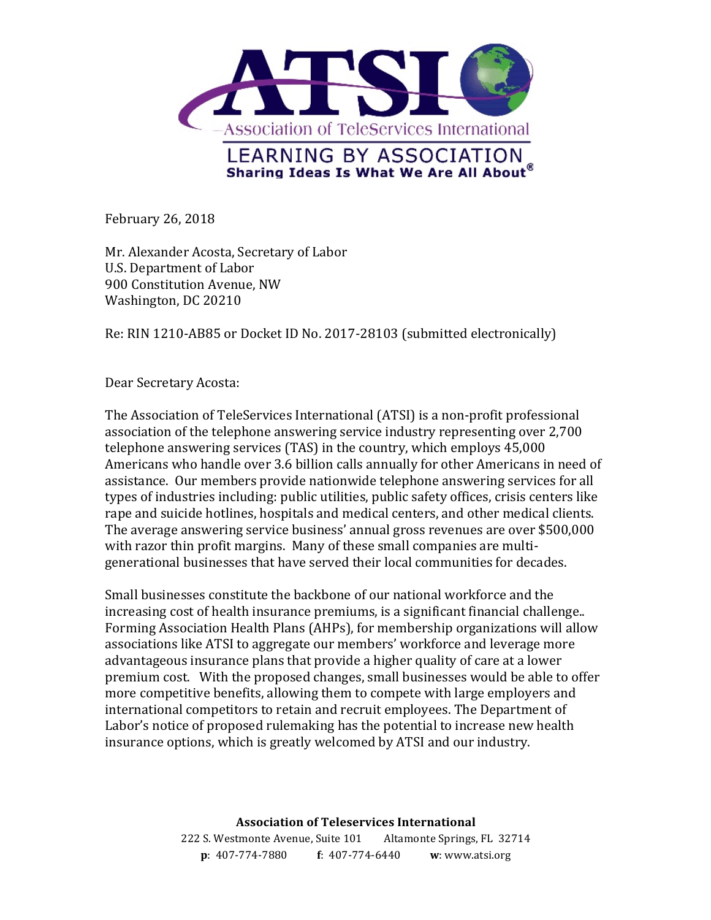# ATSI

Association of TeleServices International

LEARNING BY ASSOCIATION
**Sharing Ideas Is What We Are All About®**

February 26, 2018

Mr. Alexander Acosta, Secretary of Labor
U.S. Department of Labor
900 Constitution Avenue, NW
Washington, DC 20210

Re: RIN 1210-AB85 or Docket ID No. 2017-28103 (submitted electronically)

Dear Secretary Acosta:

The Association of TeleServices International (ATSI) is a non-profit professional association of the telephone answering service industry representing over 2,700 telephone answering services (TAS) in the country, which employs 45,000 Americans who handle over 3.6 billion calls annually for other Americans in need of assistance. Our members provide nationwide telephone answering services for all types of industries including: public utilities, public safety offices, crisis centers like rape and suicide hotlines, hospitals and medical centers, and other medical clients. The average answering service business' annual gross revenues are over $500,000 with razor thin profit margins. Many of these small companies are multi-generational businesses that have served their local communities for decades.

Small businesses constitute the backbone of our national workforce and the increasing cost of health insurance premiums, is a significant financial challenge.. Forming Association Health Plans (AHPs), for membership organizations will allow associations like ATSI to aggregate our members' workforce and leverage more advantageous insurance plans that provide a higher quality of care at a lower premium cost. With the proposed changes, small businesses would be able to offer more competitive benefits, allowing them to compete with large employers and international competitors to retain and recruit employees. The Department of Labor's notice of proposed rulemaking has the potential to increase new health insurance options, which is greatly welcomed by ATSI and our industry.

**Association of Teleservices International**
222 S. Westmonte Avenue, Suite 101 Altamonte Springs, FL 32714
**p**: 407-774-7880 **f**: 407-774-6440 **w**: www.atsi.org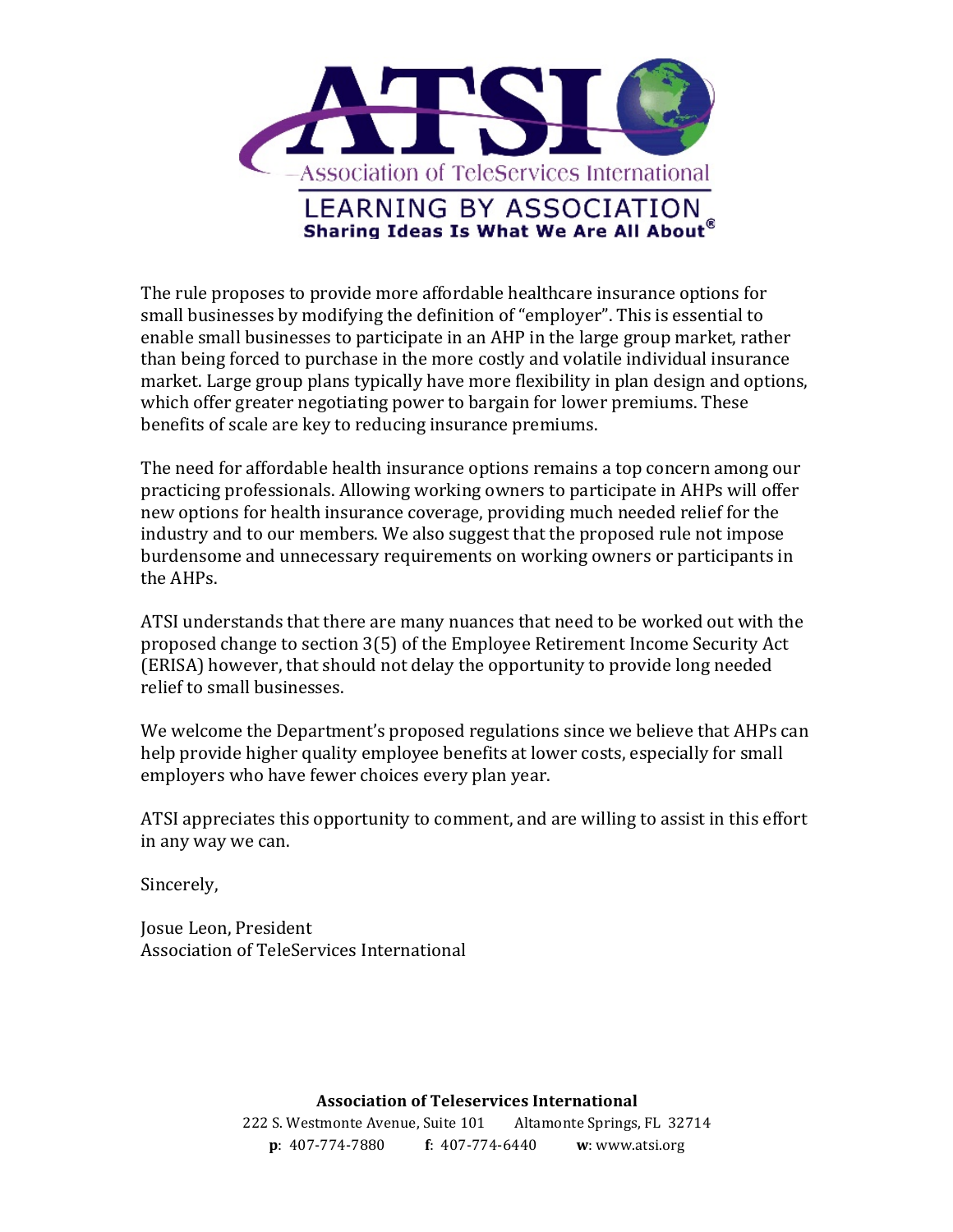ATSI

Association of TeleServices International

LEARNING BY ASSOCIATION

**Sharing Ideas Is What We Are All About®**

The rule proposes to provide more affordable healthcare insurance options for small businesses by modifying the definition of "employer". This is essential to enable small businesses to participate in an AHP in the large group market, rather than being forced to purchase in the more costly and volatile individual insurance market. Large group plans typically have more flexibility in plan design and options, which offer greater negotiating power to bargain for lower premiums. These benefits of scale are key to reducing insurance premiums.

The need for affordable health insurance options remains a top concern among our practicing professionals. Allowing working owners to participate in AHPs will offer new options for health insurance coverage, providing much needed relief for the industry and to our members. We also suggest that the proposed rule not impose burdensome and unnecessary requirements on working owners or participants in the AHPs.

ATSI understands that there are many nuances that need to be worked out with the proposed change to section 3(5) of the Employee Retirement Income Security Act (ERISA) however, that should not delay the opportunity to provide long needed relief to small businesses.

We welcome the Department's proposed regulations since we believe that AHPs can help provide higher quality employee benefits at lower costs, especially for small employers who have fewer choices every plan year.

ATSI appreciates this opportunity to comment, and are willing to assist in this effort in any way we can.

Sincerely,

Josue Leon, President
Association of TeleServices International

**Association of Teleservices International**
222 S. Westmonte Avenue, Suite 101 Altamonte Springs, FL 32714
**p**: 407-774-7880 **f**: 407-774-6440 **w**: www.atsi.org